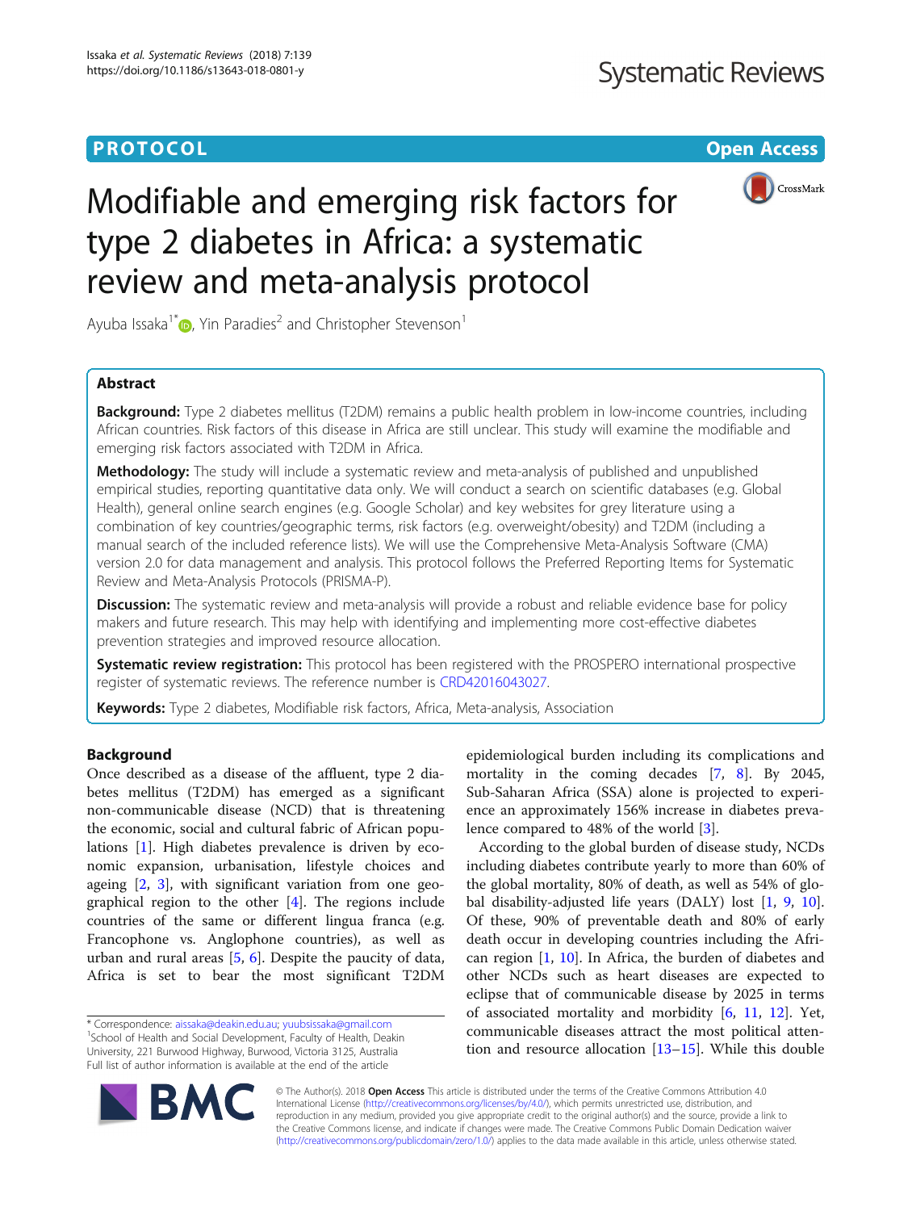PROTOCOL

Open Access

# Modifiable and emerging risk factors for type 2 diabetes in Africa: a systematic review and meta-analysis protocol

Ayuba Issaka[1*], Yin Paradies[2] and Christopher Stevenson[1]

## Abstract

**Background:** Type 2 diabetes mellitus (T2DM) remains a public health problem in low-income countries, including African countries. Risk factors of this disease in Africa are still unclear. This study will examine the modifiable and emerging risk factors associated with T2DM in Africa.

**Methodology:** The study will include a systematic review and meta-analysis of published and unpublished empirical studies, reporting quantitative data only. We will conduct a search on scientific databases (e.g. Global Health), general online search engines (e.g. Google Scholar) and key websites for grey literature using a combination of key countries/geographic terms, risk factors (e.g. overweight/obesity) and T2DM (including a manual search of the included reference lists). We will use the Comprehensive Meta-Analysis Software (CMA) version 2.0 for data management and analysis. This protocol follows the Preferred Reporting Items for Systematic Review and Meta-Analysis Protocols (PRISMA-P).

**Discussion:** The systematic review and meta-analysis will provide a robust and reliable evidence base for policy makers and future research. This may help with identifying and implementing more cost-effective diabetes prevention strategies and improved resource allocation.

**Systematic review registration:** This protocol has been registered with the PROSPERO international prospective register of systematic reviews. The reference number is CRD42016043027.

**Keywords:** Type 2 diabetes, Modifiable risk factors, Africa, Meta-analysis, Association

## Background

Once described as a disease of the affluent, type 2 diabetes mellitus (T2DM) has emerged as a significant non-communicable disease (NCD) that is threatening the economic, social and cultural fabric of African populations [1]. High diabetes prevalence is driven by economic expansion, urbanisation, lifestyle choices and ageing [2, 3], with significant variation from one geographical region to the other [4]. The regions include countries of the same or different lingua franca (e.g. Francophone vs. Anglophone countries), as well as urban and rural areas [5, 6]. Despite the paucity of data, Africa is set to bear the most significant T2DM epidemiological burden including its complications and mortality in the coming decades [7, 8]. By 2045, Sub-Saharan Africa (SSA) alone is projected to experience an approximately 156% increase in diabetes prevalence compared to 48% of the world [3].

According to the global burden of disease study, NCDs including diabetes contribute yearly to more than 60% of the global mortality, 80% of death, as well as 54% of global disability-adjusted life years (DALY) lost [1, 9, 10]. Of these, 90% of preventable death and 80% of early death occur in developing countries including the African region [1, 10]. In Africa, the burden of diabetes and other NCDs such as heart diseases are expected to eclipse that of communicable disease by 2025 in terms of associated mortality and morbidity [6, 11, 12]. Yet, communicable diseases attract the most political attention and resource allocation [13–15]. While this double

* Correspondence: aissaka@deakin.edu.au; yuubsissaka@gmail.com
[1]School of Health and Social Development, Faculty of Health, Deakin University, 221 Burwood Highway, Burwood, Victoria 3125, Australia
Full list of author information is available at the end of the article

© The Author(s). 2018 **Open Access** This article is distributed under the terms of the Creative Commons Attribution 4.0 International License (http://creativecommons.org/licenses/by/4.0/), which permits unrestricted use, distribution, and reproduction in any medium, provided you give appropriate credit to the original author(s) and the source, provide a link to the Creative Commons license, and indicate if changes were made. The Creative Commons Public Domain Dedication waiver (http://creativecommons.org/publicdomain/zero/1.0/) applies to the data made available in this article, unless otherwise stated.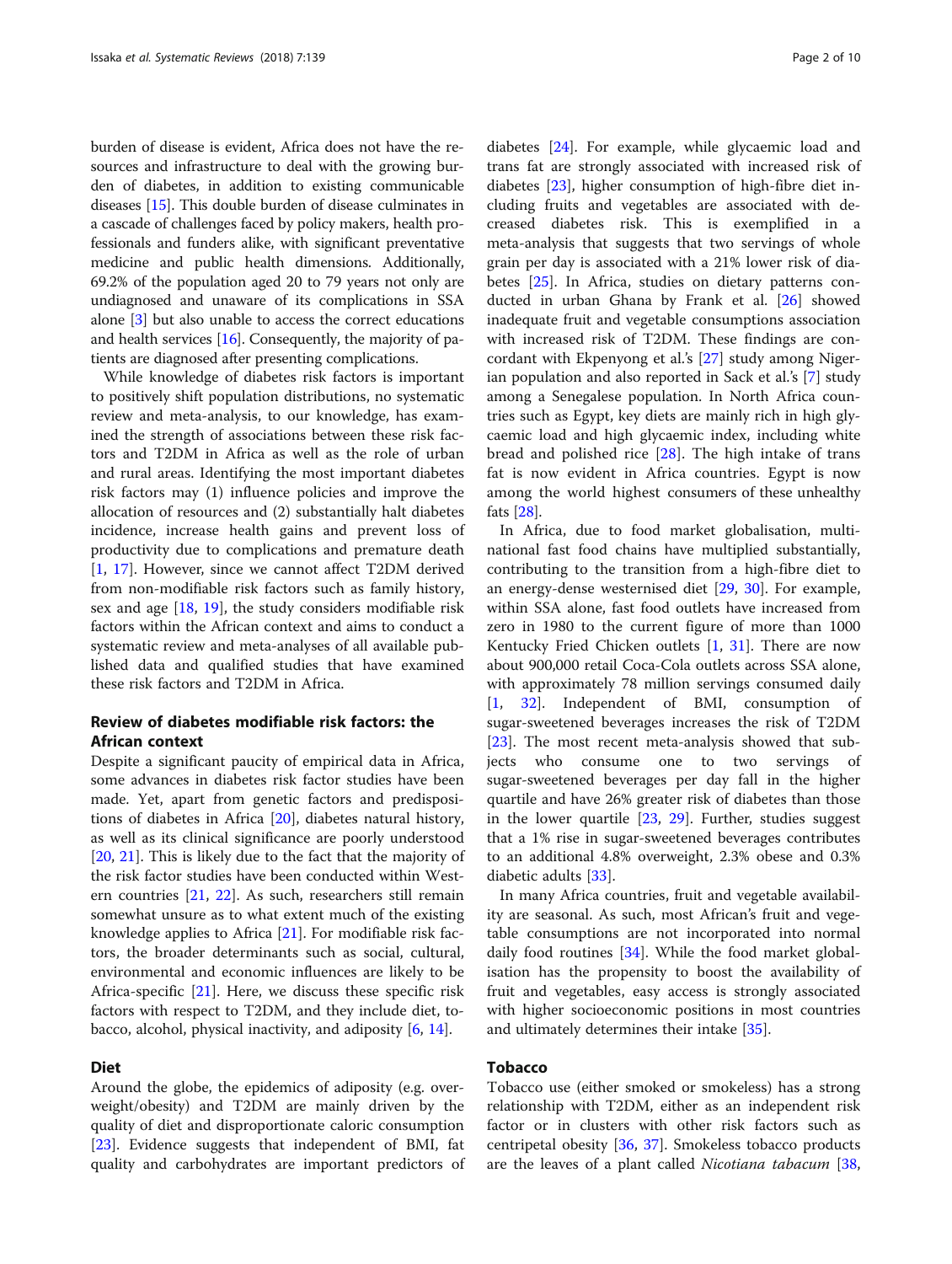burden of disease is evident, Africa does not have the resources and infrastructure to deal with the growing burden of diabetes, in addition to existing communicable diseases [15]. This double burden of disease culminates in a cascade of challenges faced by policy makers, health professionals and funders alike, with significant preventative medicine and public health dimensions. Additionally, 69.2% of the population aged 20 to 79 years not only are undiagnosed and unaware of its complications in SSA alone [3] but also unable to access the correct educations and health services [16]. Consequently, the majority of patients are diagnosed after presenting complications.

While knowledge of diabetes risk factors is important to positively shift population distributions, no systematic review and meta-analysis, to our knowledge, has examined the strength of associations between these risk factors and T2DM in Africa as well as the role of urban and rural areas. Identifying the most important diabetes risk factors may (1) influence policies and improve the allocation of resources and (2) substantially halt diabetes incidence, increase health gains and prevent loss of productivity due to complications and premature death [1, 17]. However, since we cannot affect T2DM derived from non-modifiable risk factors such as family history, sex and age [18, 19], the study considers modifiable risk factors within the African context and aims to conduct a systematic review and meta-analyses of all available published data and qualified studies that have examined these risk factors and T2DM in Africa.

## Review of diabetes modifiable risk factors: the African context

Despite a significant paucity of empirical data in Africa, some advances in diabetes risk factor studies have been made. Yet, apart from genetic factors and predispositions of diabetes in Africa [20], diabetes natural history, as well as its clinical significance are poorly understood [20, 21]. This is likely due to the fact that the majority of the risk factor studies have been conducted within Western countries [21, 22]. As such, researchers still remain somewhat unsure as to what extent much of the existing knowledge applies to Africa [21]. For modifiable risk factors, the broader determinants such as social, cultural, environmental and economic influences are likely to be Africa-specific [21]. Here, we discuss these specific risk factors with respect to T2DM, and they include diet, tobacco, alcohol, physical inactivity, and adiposity [6, 14].

### Diet

Around the globe, the epidemics of adiposity (e.g. overweight/obesity) and T2DM are mainly driven by the quality of diet and disproportionate caloric consumption [23]. Evidence suggests that independent of BMI, fat quality and carbohydrates are important predictors of diabetes [24]. For example, while glycaemic load and trans fat are strongly associated with increased risk of diabetes [23], higher consumption of high-fibre diet including fruits and vegetables are associated with decreased diabetes risk. This is exemplified in a meta-analysis that suggests that two servings of whole grain per day is associated with a 21% lower risk of diabetes [25]. In Africa, studies on dietary patterns conducted in urban Ghana by Frank et al. [26] showed inadequate fruit and vegetable consumptions association with increased risk of T2DM. These findings are concordant with Ekpenyong et al.'s [27] study among Nigerian population and also reported in Sack et al.'s [7] study among a Senegalese population. In North Africa countries such as Egypt, key diets are mainly rich in high glycaemic load and high glycaemic index, including white bread and polished rice [28]. The high intake of trans fat is now evident in Africa countries. Egypt is now among the world highest consumers of these unhealthy fats [28].

In Africa, due to food market globalisation, multinational fast food chains have multiplied substantially, contributing to the transition from a high-fibre diet to an energy-dense westernised diet [29, 30]. For example, within SSA alone, fast food outlets have increased from zero in 1980 to the current figure of more than 1000 Kentucky Fried Chicken outlets [1, 31]. There are now about 900,000 retail Coca-Cola outlets across SSA alone, with approximately 78 million servings consumed daily [1, 32]. Independent of BMI, consumption of sugar-sweetened beverages increases the risk of T2DM [23]. The most recent meta-analysis showed that subjects who consume one to two servings of sugar-sweetened beverages per day fall in the higher quartile and have 26% greater risk of diabetes than those in the lower quartile [23, 29]. Further, studies suggest that a 1% rise in sugar-sweetened beverages contributes to an additional 4.8% overweight, 2.3% obese and 0.3% diabetic adults [33].

In many Africa countries, fruit and vegetable availability are seasonal. As such, most African's fruit and vegetable consumptions are not incorporated into normal daily food routines [34]. While the food market globalisation has the propensity to boost the availability of fruit and vegetables, easy access is strongly associated with higher socioeconomic positions in most countries and ultimately determines their intake [35].

### Tobacco

Tobacco use (either smoked or smokeless) has a strong relationship with T2DM, either as an independent risk factor or in clusters with other risk factors such as centripetal obesity [36, 37]. Smokeless tobacco products are the leaves of a plant called *Nicotiana tabacum* [38,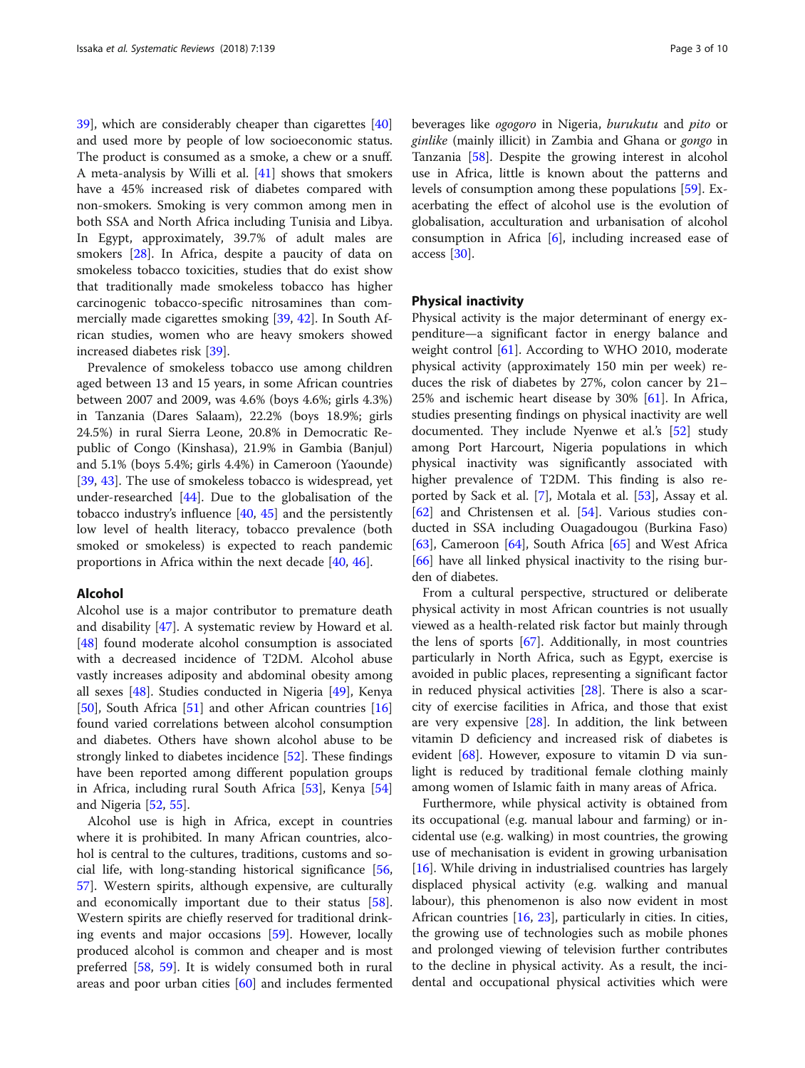39], which are considerably cheaper than cigarettes [40] and used more by people of low socioeconomic status. The product is consumed as a smoke, a chew or a snuff. A meta-analysis by Willi et al. [41] shows that smokers have a 45% increased risk of diabetes compared with non-smokers. Smoking is very common among men in both SSA and North Africa including Tunisia and Libya. In Egypt, approximately, 39.7% of adult males are smokers [28]. In Africa, despite a paucity of data on smokeless tobacco toxicities, studies that do exist show that traditionally made smokeless tobacco has higher carcinogenic tobacco-specific nitrosamines than commercially made cigarettes smoking [39, 42]. In South African studies, women who are heavy smokers showed increased diabetes risk [39].

Prevalence of smokeless tobacco use among children aged between 13 and 15 years, in some African countries between 2007 and 2009, was 4.6% (boys 4.6%; girls 4.3%) in Tanzania (Dares Salaam), 22.2% (boys 18.9%; girls 24.5%) in rural Sierra Leone, 20.8% in Democratic Republic of Congo (Kinshasa), 21.9% in Gambia (Banjul) and 5.1% (boys 5.4%; girls 4.4%) in Cameroon (Yaounde) [39, 43]. The use of smokeless tobacco is widespread, yet under-researched [44]. Due to the globalisation of the tobacco industry's influence [40, 45] and the persistently low level of health literacy, tobacco prevalence (both smoked or smokeless) is expected to reach pandemic proportions in Africa within the next decade [40, 46].

## Alcohol

Alcohol use is a major contributor to premature death and disability [47]. A systematic review by Howard et al. [48] found moderate alcohol consumption is associated with a decreased incidence of T2DM. Alcohol abuse vastly increases adiposity and abdominal obesity among all sexes [48]. Studies conducted in Nigeria [49], Kenya [50], South Africa [51] and other African countries [16] found varied correlations between alcohol consumption and diabetes. Others have shown alcohol abuse to be strongly linked to diabetes incidence [52]. These findings have been reported among different population groups in Africa, including rural South Africa [53], Kenya [54] and Nigeria [52, 55].

Alcohol use is high in Africa, except in countries where it is prohibited. In many African countries, alcohol is central to the cultures, traditions, customs and social life, with long-standing historical significance [56, 57]. Western spirits, although expensive, are culturally and economically important due to their status [58]. Western spirits are chiefly reserved for traditional drinking events and major occasions [59]. However, locally produced alcohol is common and cheaper and is most preferred [58, 59]. It is widely consumed both in rural areas and poor urban cities [60] and includes fermented beverages like *ogogoro* in Nigeria, *burukutu* and *pito* or *ginlike* (mainly illicit) in Zambia and Ghana or *gongo* in Tanzania [58]. Despite the growing interest in alcohol use in Africa, little is known about the patterns and levels of consumption among these populations [59]. Exacerbating the effect of alcohol use is the evolution of globalisation, acculturation and urbanisation of alcohol consumption in Africa [6], including increased ease of access [30].

## Physical inactivity

Physical activity is the major determinant of energy expenditure—a significant factor in energy balance and weight control [61]. According to WHO 2010, moderate physical activity (approximately 150 min per week) reduces the risk of diabetes by 27%, colon cancer by 21–25% and ischemic heart disease by 30% [61]. In Africa, studies presenting findings on physical inactivity are well documented. They include Nyenwe et al.'s [52] study among Port Harcourt, Nigeria populations in which physical inactivity was significantly associated with higher prevalence of T2DM. This finding is also reported by Sack et al. [7], Motala et al. [53], Assay et al. [62] and Christensen et al. [54]. Various studies conducted in SSA including Ouagadougou (Burkina Faso) [63], Cameroon [64], South Africa [65] and West Africa [66] have all linked physical inactivity to the rising burden of diabetes.

From a cultural perspective, structured or deliberate physical activity in most African countries is not usually viewed as a health-related risk factor but mainly through the lens of sports [67]. Additionally, in most countries particularly in North Africa, such as Egypt, exercise is avoided in public places, representing a significant factor in reduced physical activities [28]. There is also a scarcity of exercise facilities in Africa, and those that exist are very expensive [28]. In addition, the link between vitamin D deficiency and increased risk of diabetes is evident [68]. However, exposure to vitamin D via sunlight is reduced by traditional female clothing mainly among women of Islamic faith in many areas of Africa.

Furthermore, while physical activity is obtained from its occupational (e.g. manual labour and farming) or incidental use (e.g. walking) in most countries, the growing use of mechanisation is evident in growing urbanisation [16]. While driving in industrialised countries has largely displaced physical activity (e.g. walking and manual labour), this phenomenon is also now evident in most African countries [16, 23], particularly in cities. In cities, the growing use of technologies such as mobile phones and prolonged viewing of television further contributes to the decline in physical activity. As a result, the incidental and occupational physical activities which were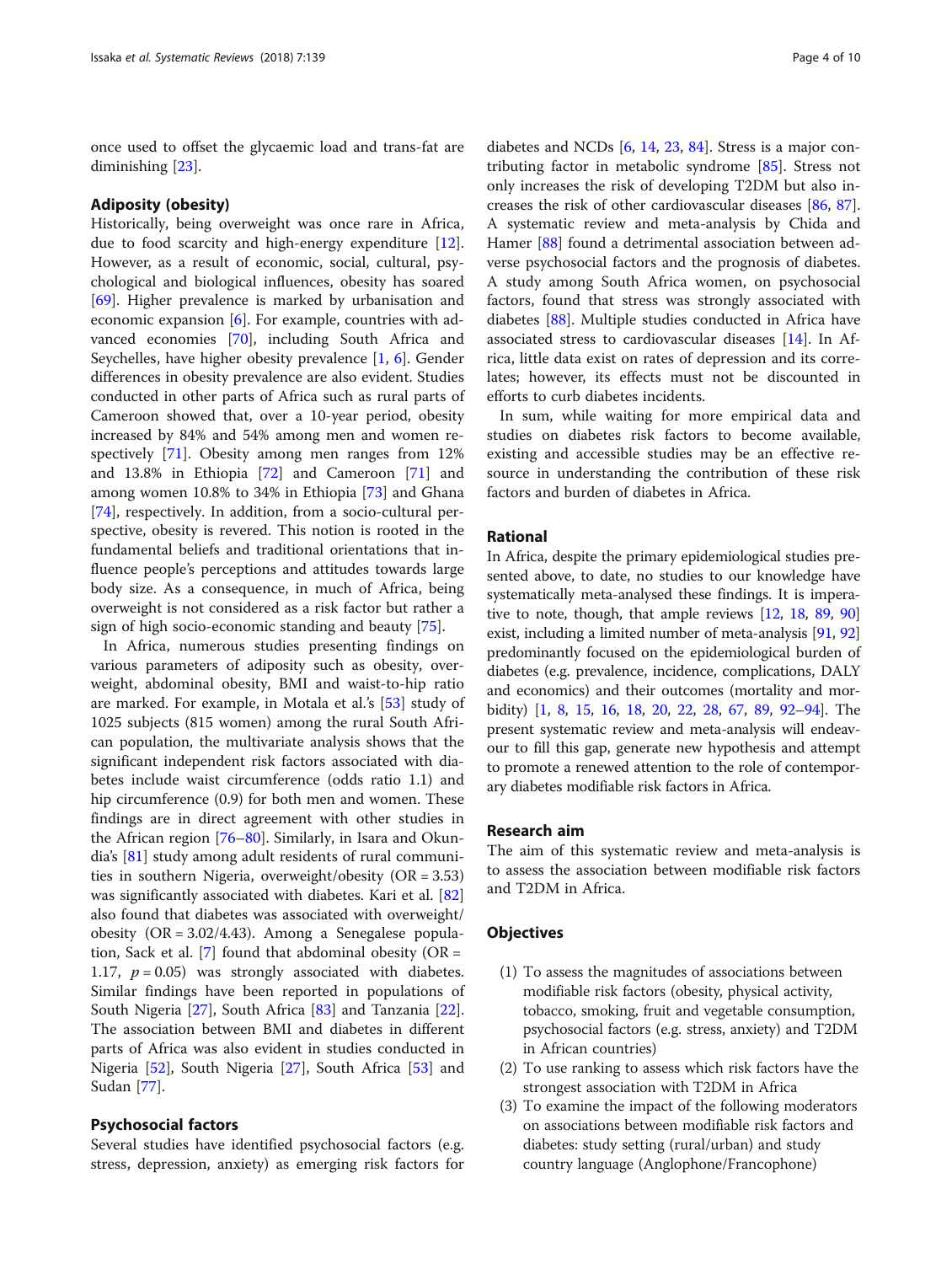once used to offset the glycaemic load and trans-fat are diminishing [23].

### Adiposity (obesity)

Historically, being overweight was once rare in Africa, due to food scarcity and high-energy expenditure [12]. However, as a result of economic, social, cultural, psychological and biological influences, obesity has soared [69]. Higher prevalence is marked by urbanisation and economic expansion [6]. For example, countries with advanced economies [70], including South Africa and Seychelles, have higher obesity prevalence [1, 6]. Gender differences in obesity prevalence are also evident. Studies conducted in other parts of Africa such as rural parts of Cameroon showed that, over a 10-year period, obesity increased by 84% and 54% among men and women respectively [71]. Obesity among men ranges from 12% and 13.8% in Ethiopia [72] and Cameroon [71] and among women 10.8% to 34% in Ethiopia [73] and Ghana [74], respectively. In addition, from a socio-cultural perspective, obesity is revered. This notion is rooted in the fundamental beliefs and traditional orientations that influence people's perceptions and attitudes towards large body size. As a consequence, in much of Africa, being overweight is not considered as a risk factor but rather a sign of high socio-economic standing and beauty [75].

In Africa, numerous studies presenting findings on various parameters of adiposity such as obesity, overweight, abdominal obesity, BMI and waist-to-hip ratio are marked. For example, in Motala et al.'s [53] study of 1025 subjects (815 women) among the rural South African population, the multivariate analysis shows that the significant independent risk factors associated with diabetes include waist circumference (odds ratio 1.1) and hip circumference (0.9) for both men and women. These findings are in direct agreement with other studies in the African region [76–80]. Similarly, in Isara and Okundia's [81] study among adult residents of rural communities in southern Nigeria, overweight/obesity (OR = 3.53) was significantly associated with diabetes. Kari et al. [82] also found that diabetes was associated with overweight/obesity (OR = 3.02/4.43). Among a Senegalese population, Sack et al. [7] found that abdominal obesity (OR = 1.17, $p = 0.05$) was strongly associated with diabetes. Similar findings have been reported in populations of South Nigeria [27], South Africa [83] and Tanzania [22]. The association between BMI and diabetes in different parts of Africa was also evident in studies conducted in Nigeria [52], South Nigeria [27], South Africa [53] and Sudan [77].

### Psychosocial factors

Several studies have identified psychosocial factors (e.g. stress, depression, anxiety) as emerging risk factors for diabetes and NCDs [6, 14, 23, 84]. Stress is a major contributing factor in metabolic syndrome [85]. Stress not only increases the risk of developing T2DM but also increases the risk of other cardiovascular diseases [86, 87]. A systematic review and meta-analysis by Chida and Hamer [88] found a detrimental association between adverse psychosocial factors and the prognosis of diabetes. A study among South Africa women, on psychosocial factors, found that stress was strongly associated with diabetes [88]. Multiple studies conducted in Africa have associated stress to cardiovascular diseases [14]. In Africa, little data exist on rates of depression and its correlates; however, its effects must not be discounted in efforts to curb diabetes incidents.

In sum, while waiting for more empirical data and studies on diabetes risk factors to become available, existing and accessible studies may be an effective resource in understanding the contribution of these risk factors and burden of diabetes in Africa.

## Rational

In Africa, despite the primary epidemiological studies presented above, to date, no studies to our knowledge have systematically meta-analysed these findings. It is imperative to note, though, that ample reviews [12, 18, 89, 90] exist, including a limited number of meta-analysis [91, 92] predominantly focused on the epidemiological burden of diabetes (e.g. prevalence, incidence, complications, DALY and economics) and their outcomes (mortality and morbidity) [1, 8, 15, 16, 18, 20, 22, 28, 67, 89, 92–94]. The present systematic review and meta-analysis will endeavour to fill this gap, generate new hypothesis and attempt to promote a renewed attention to the role of contemporary diabetes modifiable risk factors in Africa.

## Research aim

The aim of this systematic review and meta-analysis is to assess the association between modifiable risk factors and T2DM in Africa.

## Objectives

(1) To assess the magnitudes of associations between modifiable risk factors (obesity, physical activity, tobacco, smoking, fruit and vegetable consumption, psychosocial factors (e.g. stress, anxiety) and T2DM in African countries)
(2) To use ranking to assess which risk factors have the strongest association with T2DM in Africa
(3) To examine the impact of the following moderators on associations between modifiable risk factors and diabetes: study setting (rural/urban) and study country language (Anglophone/Francophone)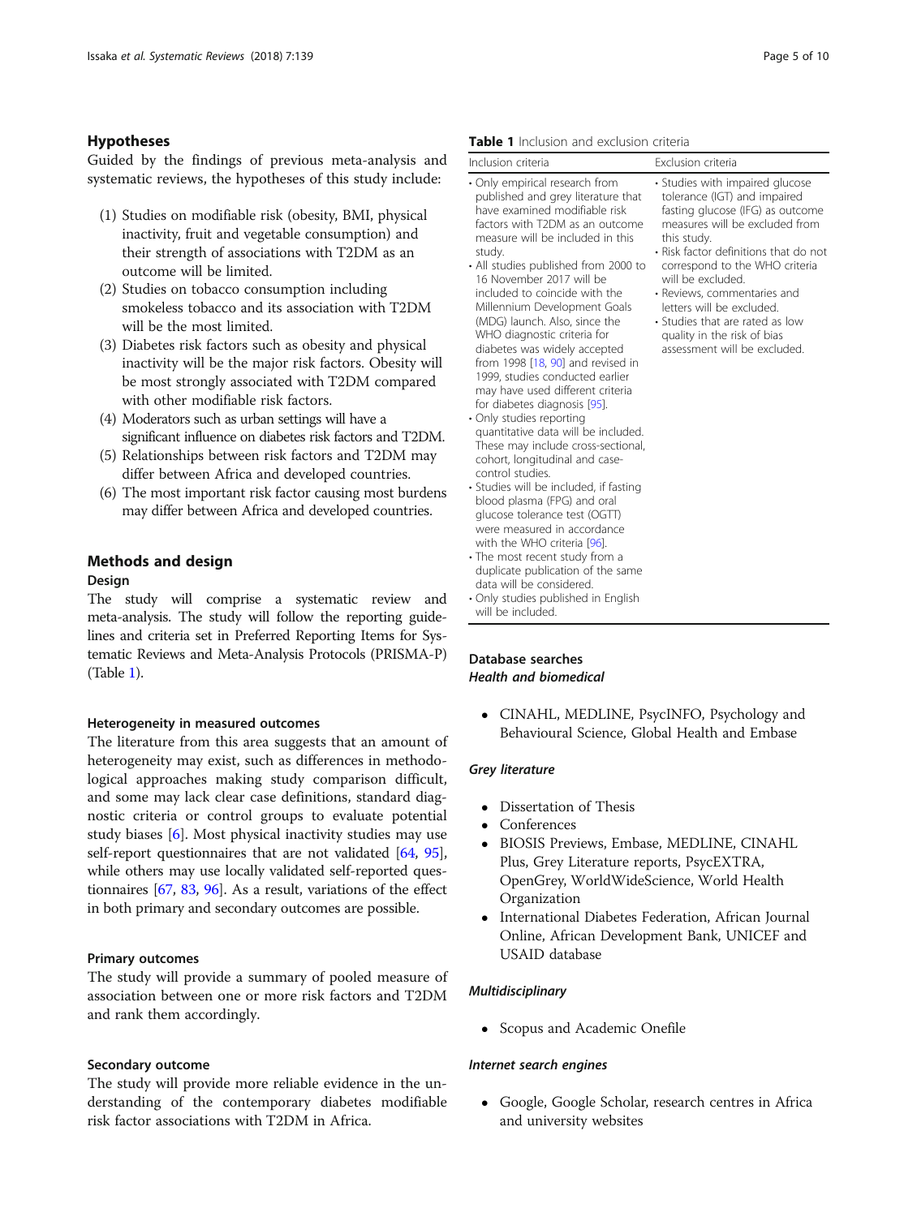## Hypotheses

Guided by the findings of previous meta-analysis and systematic reviews, the hypotheses of this study include:

1. (1) Studies on modifiable risk (obesity, BMI, physical inactivity, fruit and vegetable consumption) and their strength of associations with T2DM as an outcome will be limited.
2. (2) Studies on tobacco consumption including smokeless tobacco and its association with T2DM will be the most limited.
3. (3) Diabetes risk factors such as obesity and physical inactivity will be the major risk factors. Obesity will be most strongly associated with T2DM compared with other modifiable risk factors.
4. (4) Moderators such as urban settings will have a significant influence on diabetes risk factors and T2DM.
5. (5) Relationships between risk factors and T2DM may differ between Africa and developed countries.
6. (6) The most important risk factor causing most burdens may differ between Africa and developed countries.

## Methods and design

### Design

The study will comprise a systematic review and meta-analysis. The study will follow the reporting guidelines and criteria set in Preferred Reporting Items for Systematic Reviews and Meta-Analysis Protocols (PRISMA-P) (Table 1).

**Table 1** Inclusion and exclusion criteria

| Inclusion criteria | Exclusion criteria |
|---|---|
| • Only empirical research from published and grey literature that have examined modifiable risk factors with T2DM as an outcome measure will be included in this study.<br>• All studies published from 2000 to 16 November 2017 will be included to coincide with the Millennium Development Goals (MDG) launch. Also, since the WHO diagnostic criteria for diabetes was widely accepted from 1998 [18, 90] and revised in 1999, studies conducted earlier may have used different criteria for diabetes diagnosis [95].<br>• Only studies reporting quantitative data will be included. These may include cross-sectional, cohort, longitudinal and case-control studies.<br>• Studies will be included, if fasting blood plasma (FPG) and oral glucose tolerance test (OGTT) were measured in accordance with the WHO criteria [96].<br>• The most recent study from a duplicate publication of the same data will be considered.<br>• Only studies published in English will be included. | • Studies with impaired glucose tolerance (IGT) and impaired fasting glucose (IFG) as outcome measures will be excluded from this study.<br>• Risk factor definitions that do not correspond to the WHO criteria will be excluded.<br>• Reviews, commentaries and letters will be excluded.<br>• Studies that are rated as low quality in the risk of bias assessment will be excluded. |

### Heterogeneity in measured outcomes

The literature from this area suggests that an amount of heterogeneity may exist, such as differences in methodological approaches making study comparison difficult, and some may lack clear case definitions, standard diagnostic criteria or control groups to evaluate potential study biases [6]. Most physical inactivity studies may use self-report questionnaires that are not validated [64, 95], while others may use locally validated self-reported questionnaires [67, 83, 96]. As a result, variations of the effect in both primary and secondary outcomes are possible.

### Primary outcomes

The study will provide a summary of pooled measure of association between one or more risk factors and T2DM and rank them accordingly.

### Secondary outcome

The study will provide more reliable evidence in the understanding of the contemporary diabetes modifiable risk factor associations with T2DM in Africa.

### Database searches

#### *Health and biomedical*

- CINAHL, MEDLINE, PsycINFO, Psychology and Behavioural Science, Global Health and Embase

#### *Grey literature*

- Dissertation of Thesis
- Conferences
- BIOSIS Previews, Embase, MEDLINE, CINAHL Plus, Grey Literature reports, PsycEXTRA, OpenGrey, WorldWideScience, World Health Organization
- International Diabetes Federation, African Journal Online, African Development Bank, UNICEF and USAID database

#### *Multidisciplinary*

- Scopus and Academic Onefile

#### *Internet search engines*

- Google, Google Scholar, research centres in Africa and university websites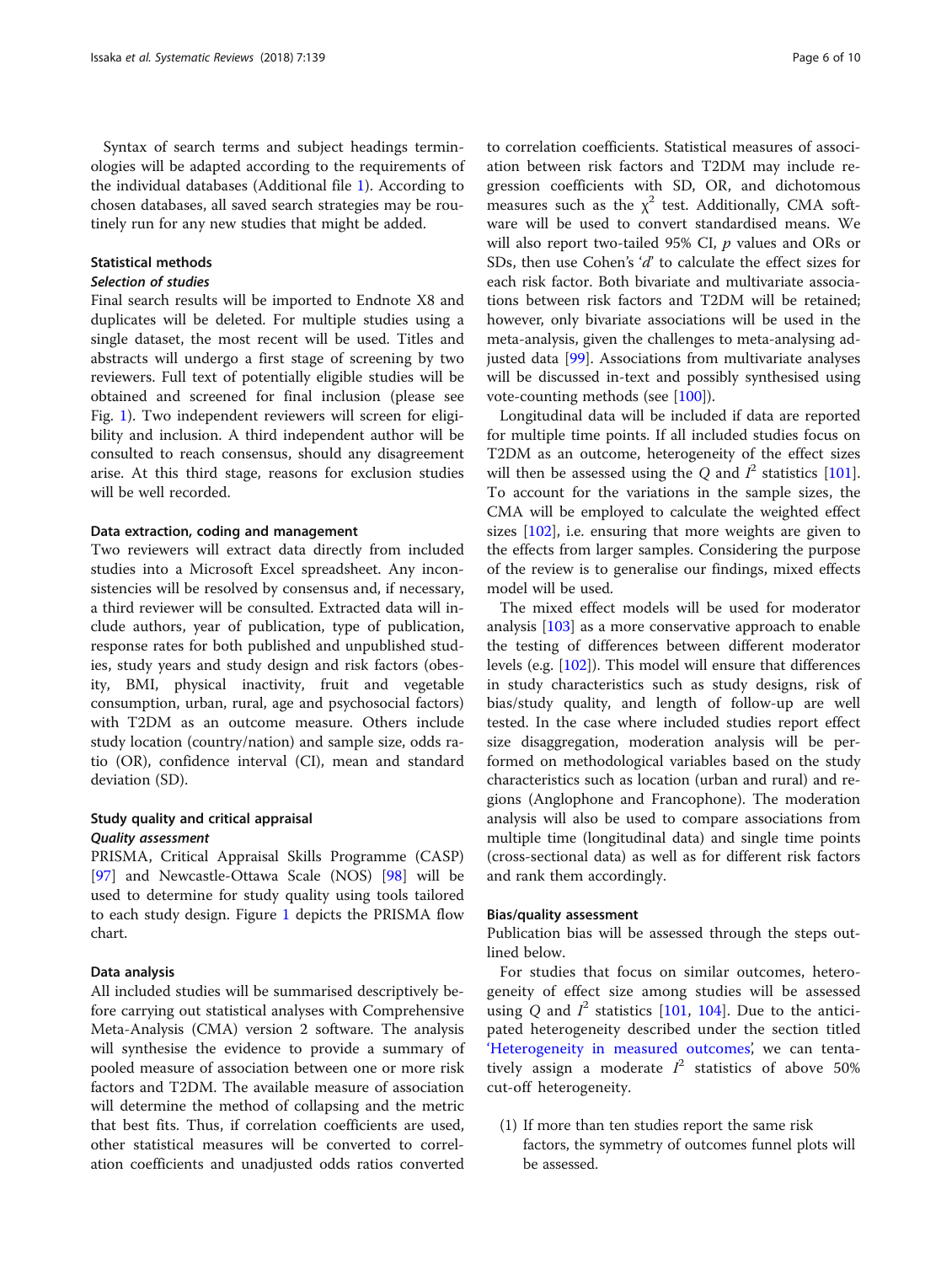Syntax of search terms and subject headings terminologies will be adapted according to the requirements of the individual databases (Additional file 1). According to chosen databases, all saved search strategies may be routinely run for any new studies that might be added.

## Statistical methods

### *Selection of studies*

Final search results will be imported to Endnote X8 and duplicates will be deleted. For multiple studies using a single dataset, the most recent will be used. Titles and abstracts will undergo a first stage of screening by two reviewers. Full text of potentially eligible studies will be obtained and screened for final inclusion (please see Fig. 1). Two independent reviewers will screen for eligibility and inclusion. A third independent author will be consulted to reach consensus, should any disagreement arise. At this third stage, reasons for exclusion studies will be well recorded.

### Data extraction, coding and management

Two reviewers will extract data directly from included studies into a Microsoft Excel spreadsheet. Any inconsistencies will be resolved by consensus and, if necessary, a third reviewer will be consulted. Extracted data will include authors, year of publication, type of publication, response rates for both published and unpublished studies, study years and study design and risk factors (obesity, BMI, physical inactivity, fruit and vegetable consumption, urban, rural, age and psychosocial factors) with T2DM as an outcome measure. Others include study location (country/nation) and sample size, odds ratio (OR), confidence interval (CI), mean and standard deviation (SD).

### Study quality and critical appraisal

#### *Quality assessment*

PRISMA, Critical Appraisal Skills Programme (CASP) [97] and Newcastle-Ottawa Scale (NOS) [98] will be used to determine for study quality using tools tailored to each study design. Figure 1 depicts the PRISMA flow chart.

### Data analysis

All included studies will be summarised descriptively before carrying out statistical analyses with Comprehensive Meta-Analysis (CMA) version 2 software. The analysis will synthesise the evidence to provide a summary of pooled measure of association between one or more risk factors and T2DM. The available measure of association will determine the method of collapsing and the metric that best fits. Thus, if correlation coefficients are used, other statistical measures will be converted to correlation coefficients and unadjusted odds ratios converted to correlation coefficients. Statistical measures of association between risk factors and T2DM may include regression coefficients with SD, OR, and dichotomous measures such as the $\chi^2$ test. Additionally, CMA software will be used to convert standardised means. We will also report two-tailed 95% CI, *p* values and ORs or SDs, then use Cohen's '*d*' to calculate the effect sizes for each risk factor. Both bivariate and multivariate associations between risk factors and T2DM will be retained; however, only bivariate associations will be used in the meta-analysis, given the challenges to meta-analysing adjusted data [99]. Associations from multivariate analyses will be discussed in-text and possibly synthesised using vote-counting methods (see [100]).

Longitudinal data will be included if data are reported for multiple time points. If all included studies focus on T2DM as an outcome, heterogeneity of the effect sizes will then be assessed using the $Q$ and $I^2$ statistics [101]. To account for the variations in the sample sizes, the CMA will be employed to calculate the weighted effect sizes [102], i.e. ensuring that more weights are given to the effects from larger samples. Considering the purpose of the review is to generalise our findings, mixed effects model will be used.

The mixed effect models will be used for moderator analysis [103] as a more conservative approach to enable the testing of differences between different moderator levels (e.g. [102]). This model will ensure that differences in study characteristics such as study designs, risk of bias/study quality, and length of follow-up are well tested. In the case where included studies report effect size disaggregation, moderation analysis will be performed on methodological variables based on the study characteristics such as location (urban and rural) and regions (Anglophone and Francophone). The moderation analysis will also be used to compare associations from multiple time (longitudinal data) and single time points (cross-sectional data) as well as for different risk factors and rank them accordingly.

### Bias/quality assessment

Publication bias will be assessed through the steps outlined below.

For studies that focus on similar outcomes, heterogeneity of effect size among studies will be assessed using $Q$ and $I^2$ statistics [101, 104]. Due to the anticipated heterogeneity described under the section titled 'Heterogeneity in measured outcomes', we can tentatively assign a moderate $I^2$ statistics of above 50% cut-off heterogeneity.

(1) If more than ten studies report the same risk factors, the symmetry of outcomes funnel plots will be assessed.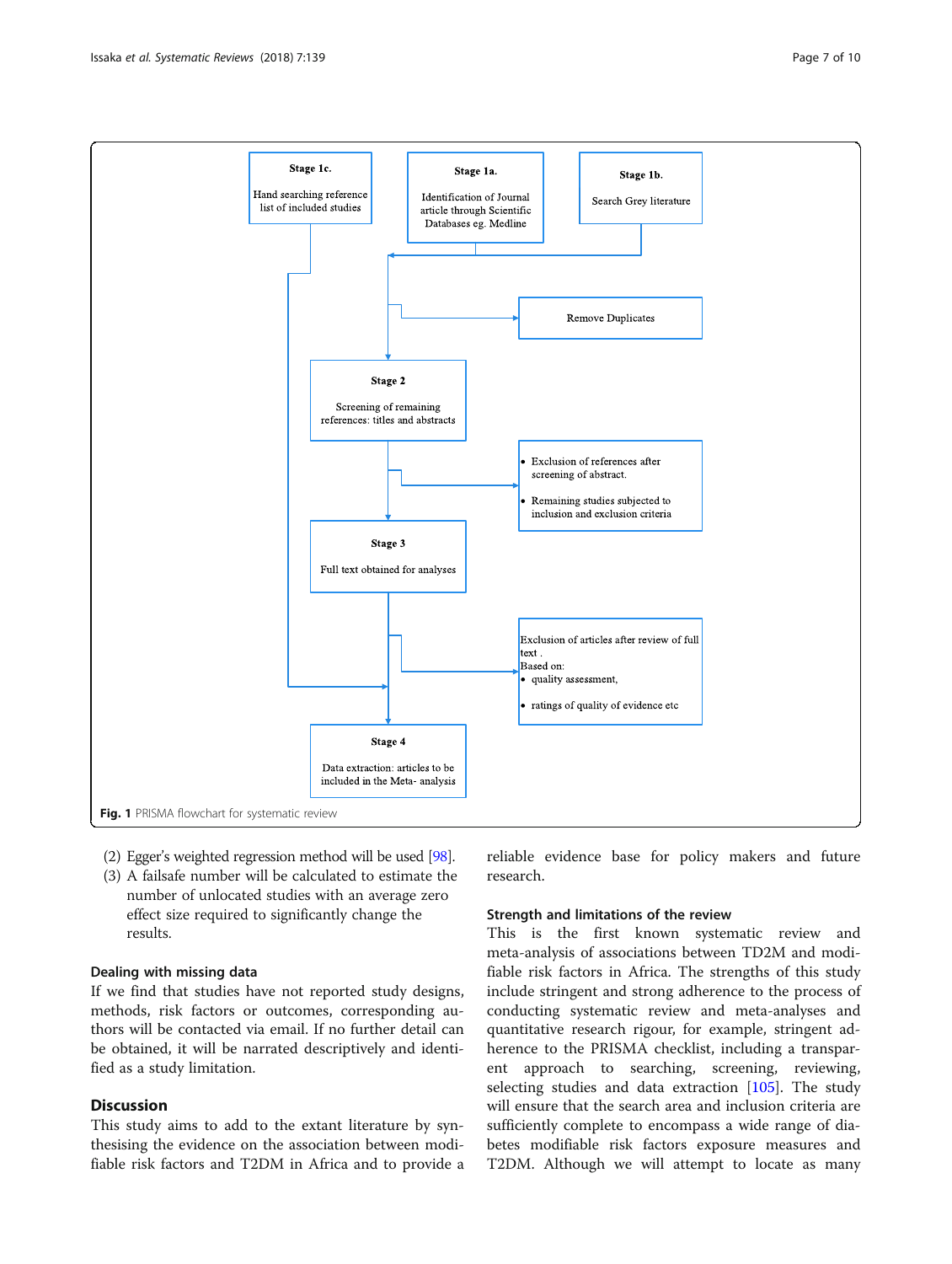Stage 1c.

Hand searching reference list of included studies

Stage 1a.

Identification of Journal article through Scientific Databases eg. Medline

Stage 1b.

Search Grey literature

Remove Duplicates

Stage 2

Screening of remaining references: titles and abstracts

- Exclusion of references after screening of abstract.
- Remaining studies subjected to inclusion and exclusion criteria

Stage 3

Full text obtained for analyses

Exclusion of articles after review of full text .
Based on:
- quality assessment,
- ratings of quality of evidence etc

Stage 4

Data extraction: articles to be included in the Meta- analysis

**Fig. 1** PRISMA flowchart for systematic review

(2) Egger's weighted regression method will be used [98].
(3) A failsafe number will be calculated to estimate the number of unlocated studies with an average zero effect size required to significantly change the results.

### Dealing with missing data

If we find that studies have not reported study designs, methods, risk factors or outcomes, corresponding authors will be contacted via email. If no further detail can be obtained, it will be narrated descriptively and identified as a study limitation.

## Discussion

This study aims to add to the extant literature by synthesising the evidence on the association between modifiable risk factors and T2DM in Africa and to provide a reliable evidence base for policy makers and future research.

### Strength and limitations of the review

This is the first known systematic review and meta-analysis of associations between TD2M and modifiable risk factors in Africa. The strengths of this study include stringent and strong adherence to the process of conducting systematic review and meta-analyses and quantitative research rigour, for example, stringent adherence to the PRISMA checklist, including a transparent approach to searching, screening, reviewing, selecting studies and data extraction [105]. The study will ensure that the search area and inclusion criteria are sufficiently complete to encompass a wide range of diabetes modifiable risk factors exposure measures and T2DM. Although we will attempt to locate as many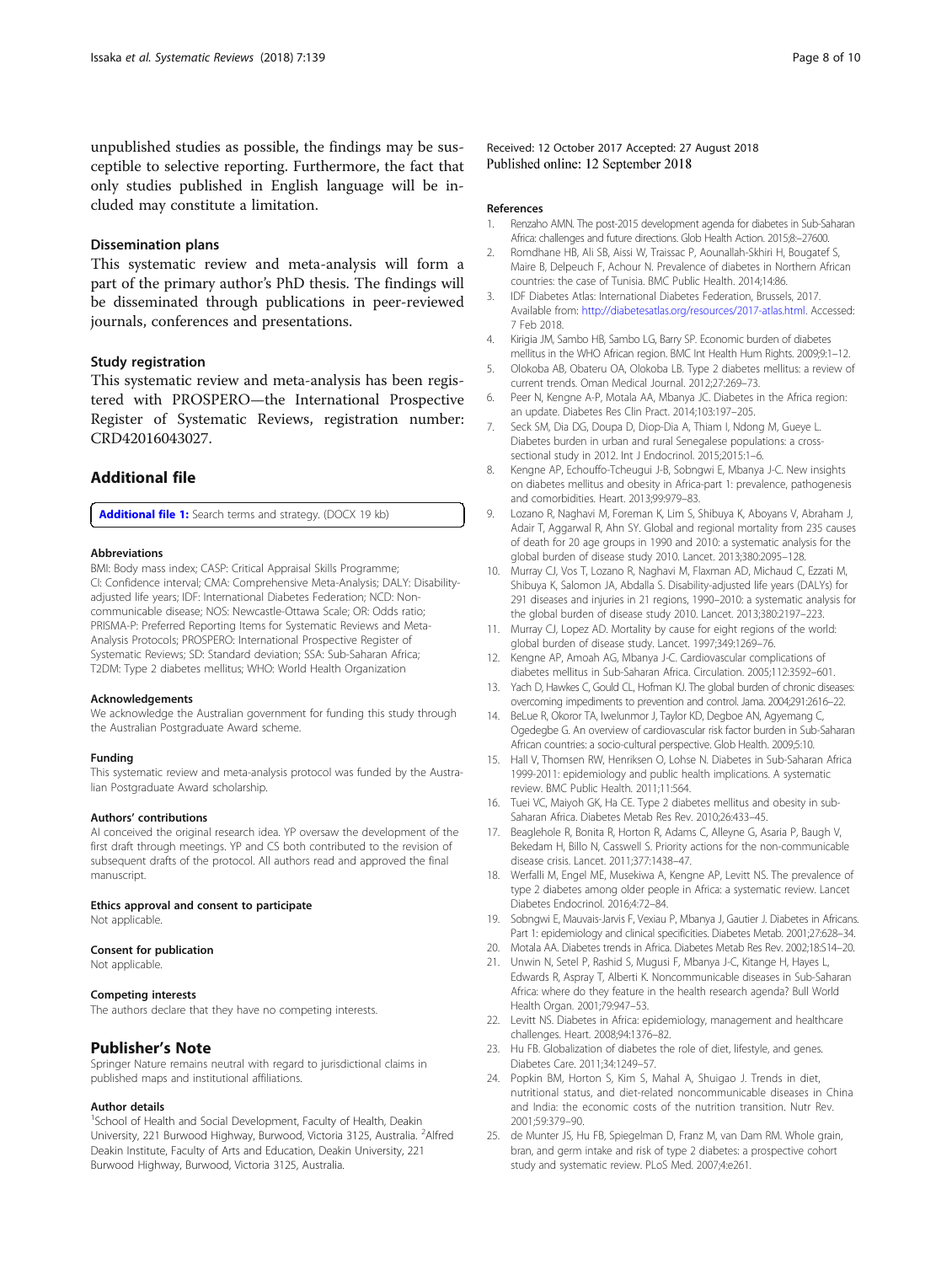unpublished studies as possible, the findings may be susceptible to selective reporting. Furthermore, the fact that only studies published in English language will be included may constitute a limitation.

### Dissemination plans

This systematic review and meta-analysis will form a part of the primary author's PhD thesis. The findings will be disseminated through publications in peer-reviewed journals, conferences and presentations.

### Study registration

This systematic review and meta-analysis has been registered with PROSPERO—the International Prospective Register of Systematic Reviews, registration number: CRD42016043027.

## Additional file

**Additional file 1:** Search terms and strategy. (DOCX 19 kb)

#### Abbreviations

BMI: Body mass index; CASP: Critical Appraisal Skills Programme; CI: Confidence interval; CMA: Comprehensive Meta-Analysis; DALY: Disability-adjusted life years; IDF: International Diabetes Federation; NCD: Non-communicable disease; NOS: Newcastle-Ottawa Scale; OR: Odds ratio; PRISMA-P: Preferred Reporting Items for Systematic Reviews and Meta-Analysis Protocols; PROSPERO: International Prospective Register of Systematic Reviews; SD: Standard deviation; SSA: Sub-Saharan Africa; T2DM: Type 2 diabetes mellitus; WHO: World Health Organization

#### Acknowledgements

We acknowledge the Australian government for funding this study through the Australian Postgraduate Award scheme.

#### Funding

This systematic review and meta-analysis protocol was funded by the Australian Postgraduate Award scholarship.

#### Authors' contributions

AI conceived the original research idea. YP oversaw the development of the first draft through meetings. YP and CS both contributed to the revision of subsequent drafts of the protocol. All authors read and approved the final manuscript.

#### Ethics approval and consent to participate

Not applicable.

#### Consent for publication

Not applicable.

#### Competing interests

The authors declare that they have no competing interests.

## Publisher's Note

Springer Nature remains neutral with regard to jurisdictional claims in published maps and institutional affiliations.

#### Author details

[1]School of Health and Social Development, Faculty of Health, Deakin University, 221 Burwood Highway, Burwood, Victoria 3125, Australia. [2]Alfred Deakin Institute, Faculty of Arts and Education, Deakin University, 221 Burwood Highway, Burwood, Victoria 3125, Australia.

Received: 12 October 2017 Accepted: 27 August 2018
Published online: 12 September 2018

#### References

1. Renzaho AMN. The post-2015 development agenda for diabetes in Sub-Saharan Africa: challenges and future directions. Glob Health Action. 2015;8:–27600.
2. Romdhane HB, Ali SB, Aissi W, Traissac P, Aounallah-Skhiri H, Bougatef S, Maire B, Delpeuch F, Achour N. Prevalence of diabetes in Northern African countries: the case of Tunisia. BMC Public Health. 2014;14:86.
3. IDF Diabetes Atlas: International Diabetes Federation, Brussels, 2017. Available from: http://diabetesatlas.org/resources/2017-atlas.html. Accessed: 7 Feb 2018.
4. Kirigia JM, Sambo HB, Sambo LG, Barry SP. Economic burden of diabetes mellitus in the WHO African region. BMC Int Health Hum Rights. 2009;9:1–12.
5. Olokoba AB, Obateru OA, Olokoba LB. Type 2 diabetes mellitus: a review of current trends. Oman Medical Journal. 2012;27:269–73.
6. Peer N, Kengne A-P, Motala AA, Mbanya JC. Diabetes in the Africa region: an update. Diabetes Res Clin Pract. 2014;103:197–205.
7. Seck SM, Dia DG, Doupa D, Diop-Dia A, Thiam I, Ndong M, Gueye L. Diabetes burden in urban and rural Senegalese populations: a cross-sectional study in 2012. Int J Endocrinol. 2015;2015:1–6.
8. Kengne AP, Echouffo-Tcheugui J-B, Sobngwi E, Mbanya J-C. New insights on diabetes mellitus and obesity in Africa-part 1: prevalence, pathogenesis and comorbidities. Heart. 2013;99:979–83.
9. Lozano R, Naghavi M, Foreman K, Lim S, Shibuya K, Aboyans V, Abraham J, Adair T, Aggarwal R, Ahn SY. Global and regional mortality from 235 causes of death for 20 age groups in 1990 and 2010: a systematic analysis for the global burden of disease study 2010. Lancet. 2013;380:2095–128.
10. Murray CJ, Vos T, Lozano R, Naghavi M, Flaxman AD, Michaud C, Ezzati M, Shibuya K, Salomon JA, Abdalla S. Disability-adjusted life years (DALYs) for 291 diseases and injuries in 21 regions, 1990–2010: a systematic analysis for the global burden of disease study 2010. Lancet. 2013;380:2197–223.
11. Murray CJ, Lopez AD. Mortality by cause for eight regions of the world: global burden of disease study. Lancet. 1997;349:1269–76.
12. Kengne AP, Amoah AG, Mbanya J-C. Cardiovascular complications of diabetes mellitus in Sub-Saharan Africa. Circulation. 2005;112:3592–601.
13. Yach D, Hawkes C, Gould CL, Hofman KJ. The global burden of chronic diseases: overcoming impediments to prevention and control. Jama. 2004;291:2616–22.
14. BeLue R, Okoror TA, Iwelunmor J, Taylor KD, Degboe AN, Agyemang C, Ogedegbe G. An overview of cardiovascular risk factor burden in Sub-Saharan African countries: a socio-cultural perspective. Glob Health. 2009;5:10.
15. Hall V, Thomsen RW, Henriksen O, Lohse N. Diabetes in Sub-Saharan Africa 1999-2011: epidemiology and public health implications. A systematic review. BMC Public Health. 2011;11:564.
16. Tuei VC, Maiyoh GK, Ha CE. Type 2 diabetes mellitus and obesity in sub-Saharan Africa. Diabetes Metab Res Rev. 2010;26:433–45.
17. Beaglehole R, Bonita R, Horton R, Adams C, Alleyne G, Asaria P, Baugh V, Bekedam H, Billo N, Casswell S. Priority actions for the non-communicable disease crisis. Lancet. 2011;377:1438–47.
18. Werfalli M, Engel ME, Musekiwa A, Kengne AP, Levitt NS. The prevalence of type 2 diabetes among older people in Africa: a systematic review. Lancet Diabetes Endocrinol. 2016;4:72–84.
19. Sobngwi E, Mauvais-Jarvis F, Vexiau P, Mbanya J, Gautier J. Diabetes in Africans. Part 1: epidemiology and clinical specificities. Diabetes Metab. 2001;27:628–34.
20. Motala AA. Diabetes trends in Africa. Diabetes Metab Res Rev. 2002;18:S14–20.
21. Unwin N, Setel P, Rashid S, Mugusi F, Mbanya J-C, Kitange H, Hayes L, Edwards R, Aspray T, Alberti K. Noncommunicable diseases in Sub-Saharan Africa: where do they feature in the health research agenda? Bull World Health Organ. 2001;79:947–53.
22. Levitt NS. Diabetes in Africa: epidemiology, management and healthcare challenges. Heart. 2008;94:1376–82.
23. Hu FB. Globalization of diabetes the role of diet, lifestyle, and genes. Diabetes Care. 2011;34:1249–57.
24. Popkin BM, Horton S, Kim S, Mahal A, Shuigao J. Trends in diet, nutritional status, and diet-related noncommunicable diseases in China and India: the economic costs of the nutrition transition. Nutr Rev. 2001;59:379–90.
25. de Munter JS, Hu FB, Spiegelman D, Franz M, van Dam RM. Whole grain, bran, and germ intake and risk of type 2 diabetes: a prospective cohort study and systematic review. PLoS Med. 2007;4:e261.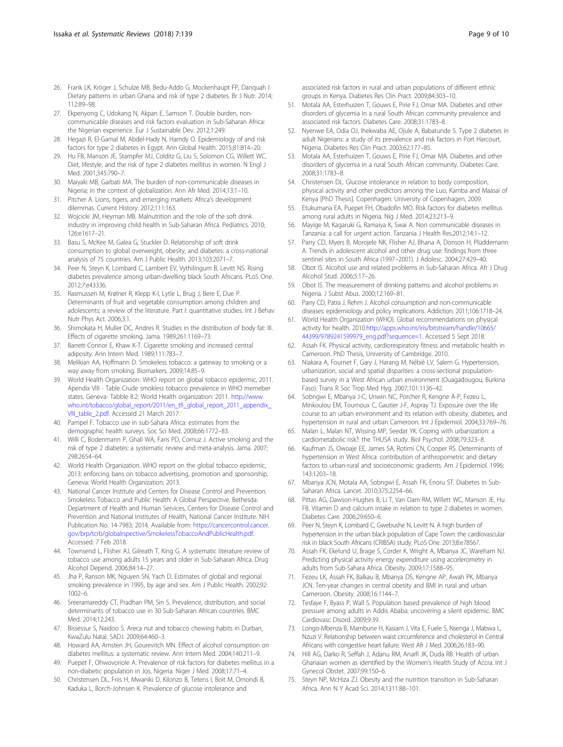26. Frank LK, Kröger J, Schulze MB, Bedu-Addo G, Mockenhaupt FP, Danquah I. Dietary patterns in urban Ghana and risk of type 2 diabetes. Br J Nutr. 2014; 112:89–98.
27. Ekpenyong C, Udokang N, Akpan E, Samson T. Double burden, non-communicable diseases and risk factors evaluation in Sub-Saharan Africa: the Nigerian experience. Eur J Sustainable Dev. 2012;1:249.
28. Hegazi R, El-Gamal M, Abdel-Hady N, Hamdy O. Epidemiology of and risk factors for type 2 diabetes in Egypt. Ann Global Health. 2015;81:814–20.
29. Hu FB, Manson JE, Stampfer MJ, Colditz G, Liu S, Solomon CG, Willett WC. Diet, lifestyle, and the risk of type 2 diabetes mellitus in women. N Engl J Med. 2001;345:790–7.
30. Maiyaki MB, Garbati MA. The burden of non-communicable diseases in Nigeria; in the context of globalization. Ann Afr Med. 2014;13:1–10.
31. Pitcher A. Lions, tigers, and emerging markets: Africa's development dilemmas. Current History. 2012;111:163.
32. Wojcicki JM, Heyman MB. Malnutrition and the role of the soft drink industry in improving child health in Sub-Saharan Africa. Pediatrics. 2010; 126:e1617–21.
33. Basu S, McKee M, Galea G, Stuckler D. Relationship of soft drink consumption to global overweight, obesity, and diabetes: a cross-national analysis of 75 countries. Am J Public Health. 2013;103:2071–7.
34. Peer N, Steyn K, Lombard C, Lambert EV, Vythilingum B, Levitt NS. Rising diabetes prevalence among urban-dwelling black South Africans. PLoS One. 2012;7:e43336.
35. Rasmussen M, Krølner R, Klepp K-I, Lytle L, Brug J, Bere E, Due P. Determinants of fruit and vegetable consumption among children and adolescents: a review of the literature. Part I: quantitative studies. Int J Behav Nutr Phys Act. 2006;3:1.
36. Shimokata H, Muller DC, Andres R. Studies in the distribution of body fat: III. Effects of cigarette smoking. Jama. 1989;261:1169–73.
37. Barrett-Connor E, Khaw K-T. Cigarette smoking and increased central adiposity. Ann Intern Med. 1989;111:783–7.
38. Melikian AA, Hoffmann D. Smokeless tobacco: a gateway to smoking or a way away from smoking. Biomarkers. 2009;14:85–9.
39. World Health Organization: WHO report on global tobacco epidermic, 2011. Apendix VIII - Table Crude smokless tobacco prevalence in WHO memeber states. Geneva- Tabble 8.2: World Health organization: 2011. http://www.who.int/tobacco/global_report/2011/en_tfi_global_report_2011_appendix_VIII_table_2.pdf. Accessed 21 March 2017.
40. Pampel F. Tobacco use in sub-Sahara Africa: estimates from the demographic health surveys. Soc Sci Med. 2008;66:1772–83.
41. Willi C, Bodenmann P, Ghali WA, Faris PD, Cornuz J. Active smoking and the risk of type 2 diabetes: a systematic review and meta-analysis. Jama. 2007; 298:2654–64.
42. World Health Organization. WHO report on the global tobacco epidemic, 2013: enforcing bans on tobacco advertising, promotion and sponsorship. Geneva: World Health Organization; 2013.
43. National Cancer Institute and Centers for Disease Control and Prevention. Smokeless Tobacco and Public Health: A Global Perspective. Bethesda: Department of Health and Human Services, Centers for Disease Control and Prevention and National Institutes of Health, National Cancer Institute. NIH Publication No. 14-7983; 2014. Available from: https://cancercontrol.cancer.gov/brp/tcrb/globalrspective/SmokelessTobaccoAndPublicHealth.pdf. Accessed: 7 Feb 2018.
44. Townsend L, Flisher AJ, Gilreath T, King G. A systematic literature review of tobacco use among adults 15 years and older in Sub-Saharan Africa. Drug Alcohol Depend. 2006;84:14–27.
45. Jha P, Ranson MK, Nguyen SN, Yach D. Estimates of global and regional smoking prevalence in 1995, by age and sex. Am J Public Health. 2002;92: 1002–6.
46. Sreeramareddy CT, Pradhan PM, Sin S. Prevalence, distribution, and social determinants of tobacco use in 30 Sub-Saharan African countries. BMC Med. 2014;12:243.
47. Bissessur S, Naidoo S. Areca nut and tobacco chewing habits in Durban, KwaZulu Natal. SADJ. 2009;64:460–3.
48. Howard AA, Arnsten JH, Gourevitch MN. Effect of alcohol consumption on diabetes mellitus: a systematic review. Ann Intern Med. 2004;140:211–9.
49. Puepet F, Ohwovoriole A. Prevalence of risk factors for diabetes mellitus in a non-diabetic population in Jos, Nigeria. Niger J Med. 2008;17:71–4.
50. Christensen DL, Friis H, Mwaniki D, Kilonzo B, Tetens I, Boit M, Omondi B, Kaduka L, Borch-Johnsen K. Prevalence of glucose intolerance and associated risk factors in rural and urban populations of different ethnic groups in Kenya. Diabetes Res Clin Pract. 2009;84:303–10.
51. Motala AA, Esterhuizen T, Gouws E, Pirie FJ, Omar MA. Diabetes and other disorders of glycemia in a rural South African community prevalence and associated risk factors. Diabetes Care. 2008;31:1783–8.
52. Nyenwe EA, Odia OJ, Ihekwaba AE, Ojule A, Babatunde S. Type 2 diabetes in adult Nigerians: a study of its prevalence and risk factors in Port Harcourt, Nigeria. Diabetes Res Clin Pract. 2003;62:177–85.
53. Motala AA, Esterhuizen T, Gouws E, Pirie FJ, Omar MA. Diabetes and other disorders of glycemia in a rural South African community. Diabetes Care. 2008;31:1783–8.
54. Christensen DL. Glucose intolerance in relation to body composition, physical activity and other predictors among the Luo, Kamba and Maasai of Kenya [PhD Thesis]. Copenhagen: University of Copenhagen, 2009.
55. Etukumana EA, Puepet FH, Obadofin MO. Risk factors for diabetes mellitus among rural adults in Nigeria. Nig J Med. 2014;23:213–9.
56. Mayige M, Kagaruki G, Ramaiya K, Swai A. Non communicable diseases in Tanzania: a call for urgent action. Tanzania J Health Res.2012;14:1–12.
57. Parry CD, Myers B, Morojele NK, Flisher AJ, Bhana A, Donson H, Plüddemann A. Trends in adolescent alcohol and other drug use: findings from three sentinel sites in South Africa (1997–2001). J Adolesc. 2004;27:429–40.
58. Obot IS. Alcohol use and related problems in Sub-Saharan Africa. Afr J Drug Alcohol Stud. 2006;5:17–26.
59. Obot IS. The measurement of drinking patterns and alcohol problems in Nigeria. J Subst Abus. 2000;12:169–81.
60. Parry CD, Patra J, Rehm J. Alcohol consumption and non-communicable diseases: epidemiology and policy implications. Addiction. 2011;106:1718–24.
61. World Health Organization (WHO). Global recommendations on physical activity for health. 2010.http://apps.who.int/iris/bitstream/handle/10665/44399/9789241599979_eng.pdf?sequence=1. Accessed 5 Sept 2018.
62. Assah FK. Physical activity, cardiorespiratory fitness and metabolic health in Cameroon. PhD Thesis, University of Cambridge. 2010.
63. Niakara A, Fournet F, Gary J, Harang M, Nébié LV, Salem G. Hypertension, urbanization, social and spatial disparities: a cross-sectional population-based survey in a West African urban environment (Ouagadougou, Burkina Faso). Trans R Soc Trop Med Hyg. 2007;101:1136–42.
64. Sobngwi E, Mbanya J-C, Unwin NC, Porcher R, Kengne A-P, Fezeu L, Minkoulou EM, Tournoux C, Gautier J-F, Aspray TJ. Exposure over the life course to an urban environment and its relation with obesity, diabetes, and hypertension in rural and urban Cameroon. Int J Epidemiol. 2004;33:769–76.
65. Malan L, Malan NT, Wissing MP, Seedat YK. Coping with urbanization: a cardiometabolic risk?: the THUSA study. Biol Psychol. 2008;79:323–8.
66. Kaufman JS, Owoaje EE, James SA, Rotimi CN, Cooper RS. Determinants of hypertension in West Africa: contribution of anthropometric and dietary factors to urban-rural and socioeconomic gradients. Am J Epidemiol. 1996; 143:1203–18.
67. Mbanya JCN, Motala AA, Sobngwi E, Assah FK, Enoru ST. Diabetes in Sub-Saharan Africa. Lancet. 2010;375:2254–66.
68. Pittas AG, Dawson-Hughes B, Li T, Van Dam RM, Willett WC, Manson JE, Hu FB. Vitamin D and calcium intake in relation to type 2 diabetes in women. Diabetes Care. 2006;29:650–6.
69. Peer N, Steyn K, Lombard C, Gwebushe N, Levitt N. A high burden of hypertension in the urban black population of Cape Town: the cardiovascular risk in black South Africans (CRIBSA) study. PLoS One. 2013;8:e78567.
70. Assah FK, Ekelund U, Brage S, Corder K, Wright A, Mbanya JC, Wareham NJ. Predicting physical activity energy expenditure using accelerometry in adults from Sub-Sahara Africa. Obesity. 2009;17:1588–95.
71. Fezeu LK, Assah FK, Balkau B, Mbanya DS, Kengne AP, Awah PK, Mbanya JCN. Ten-year changes in central obesity and BMI in rural and urban Cameroon. Obesity. 2008;16:1144–7.
72. Tesfaye F, Byass P, Wall S. Population based prevalence of high blood pressure among adults in Addis Ababa: uncovering a silent epidemic. BMC Cardiovasc Disord. 2009;9:39.
73. Longo-Mbenza B, Mambune H, Kasiam J, Vita E, Fuele S, Nsenga J, Mabwa L, Nzuzi V. Relationship between waist circumference and cholesterol in Central Africans with congestive heart failure. West Afr J Med. 2006;26:183–90.
74. Hill AG, Darko R, Seffah J, Adanu RM, Anarfi JK, Duda RB. Health of urban Ghanaian women as identified by the Women's Health Study of Accra. Int J Gynecol Obstet. 2007;99:150–6.
75. Steyn NP, McHiza ZJ. Obesity and the nutrition transition in Sub-Saharan Africa. Ann N Y Acad Sci. 2014;1311:88–101.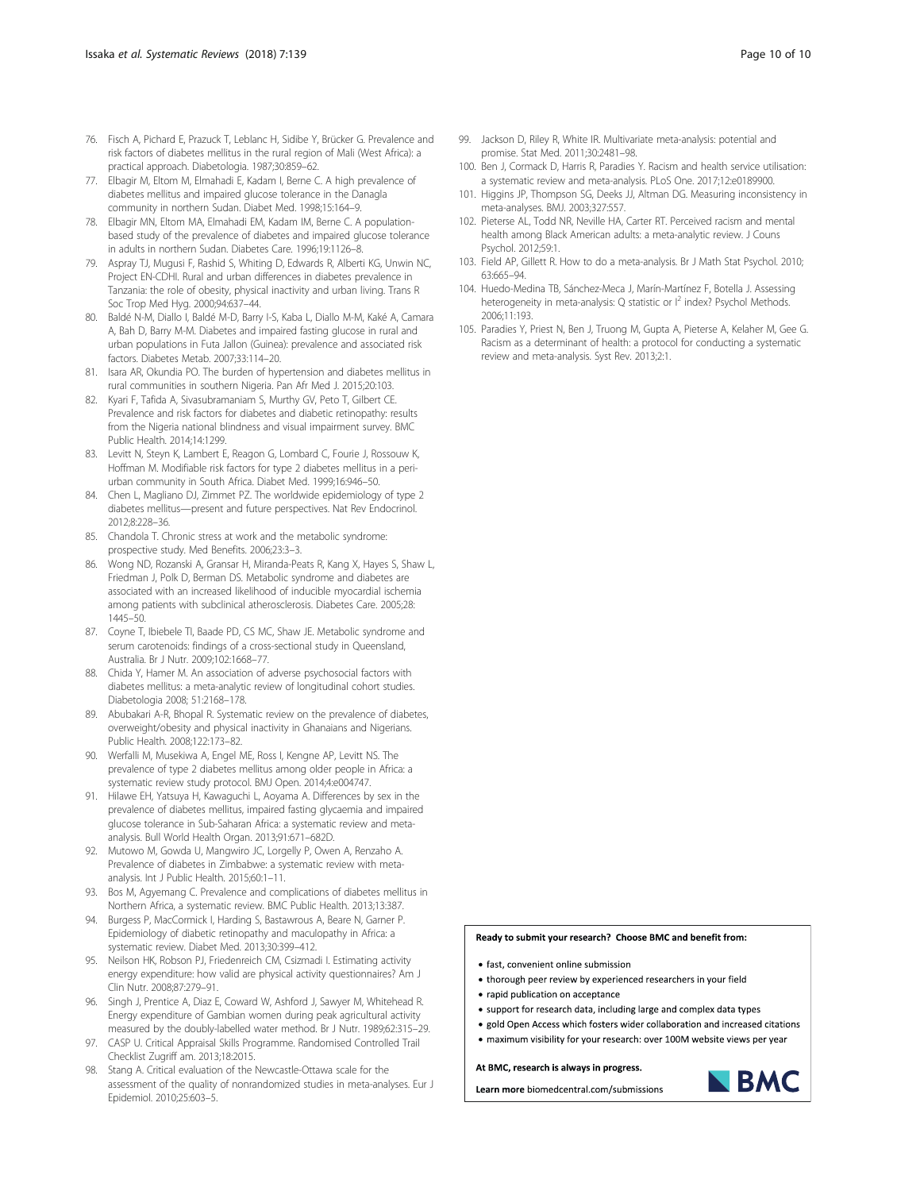76. Fisch A, Pichard E, Prazuck T, Leblanc H, Sidibe Y, Brücker G. Prevalence and risk factors of diabetes mellitus in the rural region of Mali (West Africa): a practical approach. Diabetologia. 1987;30:859–62.
77. Elbagir M, Eltom M, Elmahadi E, Kadam I, Berne C. A high prevalence of diabetes mellitus and impaired glucose tolerance in the Danagla community in northern Sudan. Diabet Med. 1998;15:164–9.
78. Elbagir MN, Eltom MA, Elmahadi EM, Kadam IM, Berne C. A population-based study of the prevalence of diabetes and impaired glucose tolerance in adults in northern Sudan. Diabetes Care. 1996;19:1126–8.
79. Aspray TJ, Mugusi F, Rashid S, Whiting D, Edwards R, Alberti KG, Unwin NC, Project EN-CDHI. Rural and urban differences in diabetes prevalence in Tanzania: the role of obesity, physical inactivity and urban living. Trans R Soc Trop Med Hyg. 2000;94:637–44.
80. Baldé N-M, Diallo I, Baldé M-D, Barry I-S, Kaba L, Diallo M-M, Kaké A, Camara A, Bah D, Barry M-M. Diabetes and impaired fasting glucose in rural and urban populations in Futa Jallon (Guinea): prevalence and associated risk factors. Diabetes Metab. 2007;33:114–20.
81. Isara AR, Okundia PO. The burden of hypertension and diabetes mellitus in rural communities in southern Nigeria. Pan Afr Med J. 2015;20:103.
82. Kyari F, Tafida A, Sivasubramaniam S, Murthy GV, Peto T, Gilbert CE. Prevalence and risk factors for diabetes and diabetic retinopathy: results from the Nigeria national blindness and visual impairment survey. BMC Public Health. 2014;14:1299.
83. Levitt N, Steyn K, Lambert E, Reagon G, Lombard C, Fourie J, Rossouw K, Hoffman M. Modifiable risk factors for type 2 diabetes mellitus in a peri-urban community in South Africa. Diabet Med. 1999;16:946–50.
84. Chen L, Magliano DJ, Zimmet PZ. The worldwide epidemiology of type 2 diabetes mellitus—present and future perspectives. Nat Rev Endocrinol. 2012;8:228–36.
85. Chandola T. Chronic stress at work and the metabolic syndrome: prospective study. Med Benefits. 2006;23:3–3.
86. Wong ND, Rozanski A, Gransar H, Miranda-Peats R, Kang X, Hayes S, Shaw L, Friedman J, Polk D, Berman DS. Metabolic syndrome and diabetes are associated with an increased likelihood of inducible myocardial ischemia among patients with subclinical atherosclerosis. Diabetes Care. 2005;28:1445–50.
87. Coyne T, Ibiebele TI, Baade PD, CS MC, Shaw JE. Metabolic syndrome and serum carotenoids: findings of a cross-sectional study in Queensland, Australia. Br J Nutr. 2009;102:1668–77.
88. Chida Y, Hamer M. An association of adverse psychosocial factors with diabetes mellitus: a meta-analytic review of longitudinal cohort studies. Diabetologia 2008; 51:2168–178.
89. Abubakari A-R, Bhopal R. Systematic review on the prevalence of diabetes, overweight/obesity and physical inactivity in Ghanaians and Nigerians. Public Health. 2008;122:173–82.
90. Werfalli M, Musekiwa A, Engel ME, Ross I, Kengne AP, Levitt NS. The prevalence of type 2 diabetes mellitus among older people in Africa: a systematic review study protocol. BMJ Open. 2014;4:e004747.
91. Hilawe EH, Yatsuya H, Kawaguchi L, Aoyama A. Differences by sex in the prevalence of diabetes mellitus, impaired fasting glycaemia and impaired glucose tolerance in Sub-Saharan Africa: a systematic review and meta-analysis. Bull World Health Organ. 2013;91:671–682D.
92. Mutowo M, Gowda U, Mangwiro JC, Lorgelly P, Owen A, Renzaho A. Prevalence of diabetes in Zimbabwe: a systematic review with meta-analysis. Int J Public Health. 2015;60:1–11.
93. Bos M, Agyemang C. Prevalence and complications of diabetes mellitus in Northern Africa, a systematic review. BMC Public Health. 2013;13:387.
94. Burgess P, MacCormick I, Harding S, Bastawrous A, Beare N, Garner P. Epidemiology of diabetic retinopathy and maculopathy in Africa: a systematic review. Diabet Med. 2013;30:399–412.
95. Neilson HK, Robson PJ, Friedenreich CM, Csizmadi I. Estimating activity energy expenditure: how valid are physical activity questionnaires? Am J Clin Nutr. 2008;87:279–91.
96. Singh J, Prentice A, Diaz E, Coward W, Ashford J, Sawyer M, Whitehead R. Energy expenditure of Gambian women during peak agricultural activity measured by the doubly-labelled water method. Br J Nutr. 1989;62:315–29.
97. CASP U. Critical Appraisal Skills Programme. Randomised Controlled Trail Checklist Zugriff am. 2013;18:2015.
98. Stang A. Critical evaluation of the Newcastle-Ottawa scale for the assessment of the quality of nonrandomized studies in meta-analyses. Eur J Epidemiol. 2010;25:603–5.
99. Jackson D, Riley R, White IR. Multivariate meta-analysis: potential and promise. Stat Med. 2011;30:2481–98.
100. Ben J, Cormack D, Harris R, Paradies Y. Racism and health service utilisation: a systematic review and meta-analysis. PLoS One. 2017;12:e0189900.
101. Higgins JP, Thompson SG, Deeks JJ, Altman DG. Measuring inconsistency in meta-analyses. BMJ. 2003;327:557.
102. Pieterse AL, Todd NR, Neville HA, Carter RT. Perceived racism and mental health among Black American adults: a meta-analytic review. J Couns Psychol. 2012;59:1.
103. Field AP, Gillett R. How to do a meta-analysis. Br J Math Stat Psychol. 2010;63:665–94.
104. Huedo-Medina TB, Sánchez-Meca J, Marín-Martínez F, Botella J. Assessing heterogeneity in meta-analysis: Q statistic or $I^2$ index? Psychol Methods. 2006;11:193.
105. Paradies Y, Priest N, Ben J, Truong M, Gupta A, Pieterse A, Kelaher M, Gee G. Racism as a determinant of health: a protocol for conducting a systematic review and meta-analysis. Syst Rev. 2013;2:1.

**Ready to submit your research? Choose BMC and benefit from:**

- fast, convenient online submission
- thorough peer review by experienced researchers in your field
- rapid publication on acceptance
- support for research data, including large and complex data types
- gold Open Access which fosters wider collaboration and increased citations
- maximum visibility for your research: over 100M website views per year

**At BMC, research is always in progress.**

**Learn more** biomedcentral.com/submissions

BMC